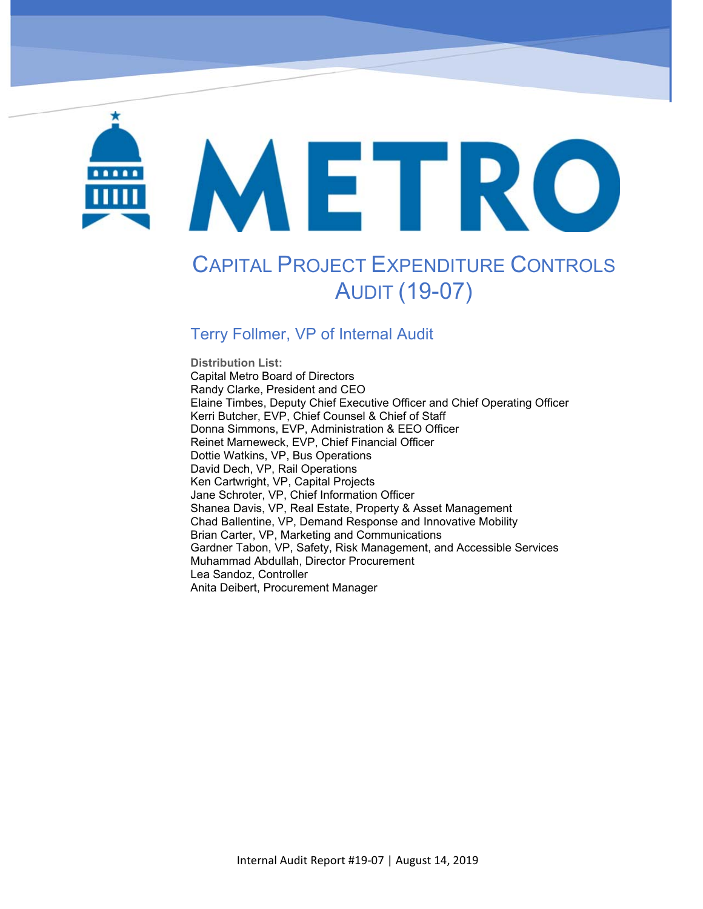# METRO

# Capital Project Expenditure Controls Audit (19-07)

## Terry Follmer, VP of Internal Audit

**Distribution List:**
Capital Metro Board of Directors
Randy Clarke, President and CEO
Elaine Timbes, Deputy Chief Executive Officer and Chief Operating Officer
Kerri Butcher, EVP, Chief Counsel & Chief of Staff
Donna Simmons, EVP, Administration & EEO Officer
Reinet Marneweck, EVP, Chief Financial Officer
Dottie Watkins, VP, Bus Operations
David Dech, VP, Rail Operations
Ken Cartwright, VP, Capital Projects
Jane Schroter, VP, Chief Information Officer
Shanea Davis, VP, Real Estate, Property & Asset Management
Chad Ballentine, VP, Demand Response and Innovative Mobility
Brian Carter, VP, Marketing and Communications
Gardner Tabon, VP, Safety, Risk Management, and Accessible Services
Muhammad Abdullah, Director Procurement
Lea Sandoz, Controller
Anita Deibert, Procurement Manager

Internal Audit Report #19-07 | August 14, 2019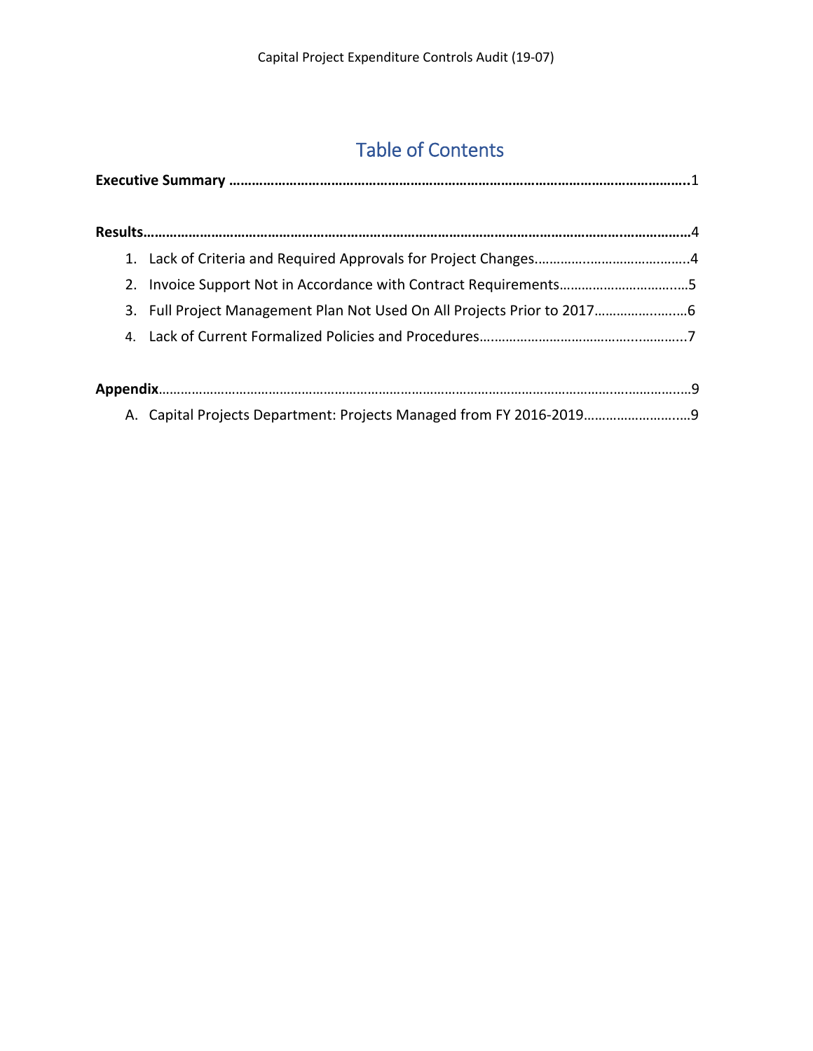# Table of Contents

**Executive Summary** ……………………………………………………………………………………………………1

**Results**…………………………………………………………………………………………………………………4

1. Lack of Criteria and Required Approvals for Project Changes……………………………………4
2. Invoice Support Not in Accordance with Contract Requirements……………………………5
3. Full Project Management Plan Not Used On All Projects Prior to 2017…………………6
4. Lack of Current Formalized Policies and Procedures……………………………………………7

**Appendix**………………………………………………………………………………………………………………9

A. Capital Projects Department: Projects Managed from FY 2016-2019…………………………9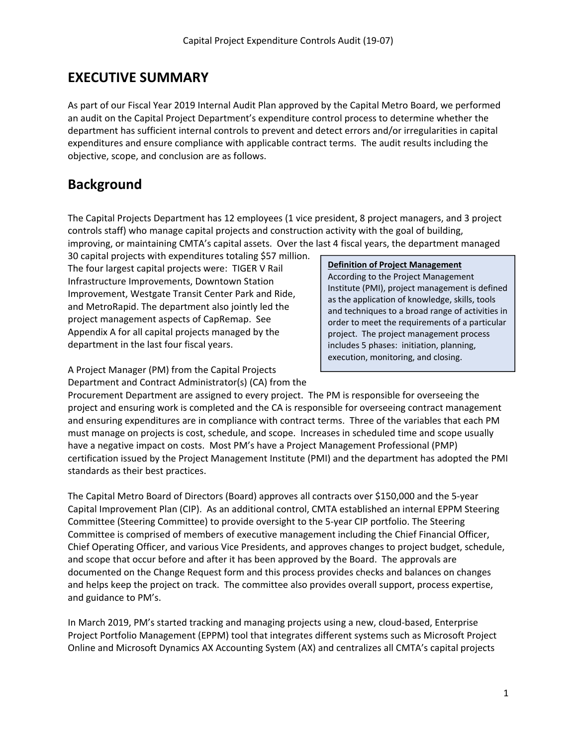# EXECUTIVE SUMMARY

As part of our Fiscal Year 2019 Internal Audit Plan approved by the Capital Metro Board, we performed an audit on the Capital Project Department's expenditure control process to determine whether the department has sufficient internal controls to prevent and detect errors and/or irregularities in capital expenditures and ensure compliance with applicable contract terms. The audit results including the objective, scope, and conclusion are as follows.

# Background

The Capital Projects Department has 12 employees (1 vice president, 8 project managers, and 3 project controls staff) who manage capital projects and construction activity with the goal of building, improving, or maintaining CMTA's capital assets. Over the last 4 fiscal years, the department managed 30 capital projects with expenditures totaling $57 million. The four largest capital projects were: TIGER V Rail Infrastructure Improvements, Downtown Station Improvement, Westgate Transit Center Park and Ride, and MetroRapid. The department also jointly led the project management aspects of CapRemap. See Appendix A for all capital projects managed by the department in the last four fiscal years.

> **Definition of Project Management**
> According to the Project Management Institute (PMI), project management is defined as the application of knowledge, skills, tools and techniques to a broad range of activities in order to meet the requirements of a particular project. The project management process includes 5 phases: initiation, planning, execution, monitoring, and closing.

A Project Manager (PM) from the Capital Projects Department and Contract Administrator(s) (CA) from the Procurement Department are assigned to every project. The PM is responsible for overseeing the project and ensuring work is completed and the CA is responsible for overseeing contract management and ensuring expenditures are in compliance with contract terms. Three of the variables that each PM must manage on projects is cost, schedule, and scope. Increases in scheduled time and scope usually have a negative impact on costs. Most PM's have a Project Management Professional (PMP) certification issued by the Project Management Institute (PMI) and the department has adopted the PMI standards as their best practices.

The Capital Metro Board of Directors (Board) approves all contracts over $150,000 and the 5-year Capital Improvement Plan (CIP). As an additional control, CMTA established an internal EPPM Steering Committee (Steering Committee) to provide oversight to the 5-year CIP portfolio. The Steering Committee is comprised of members of executive management including the Chief Financial Officer, Chief Operating Officer, and various Vice Presidents, and approves changes to project budget, schedule, and scope that occur before and after it has been approved by the Board. The approvals are documented on the Change Request form and this process provides checks and balances on changes and helps keep the project on track. The committee also provides overall support, process expertise, and guidance to PM's.

In March 2019, PM's started tracking and managing projects using a new, cloud-based, Enterprise Project Portfolio Management (EPPM) tool that integrates different systems such as Microsoft Project Online and Microsoft Dynamics AX Accounting System (AX) and centralizes all CMTA's capital projects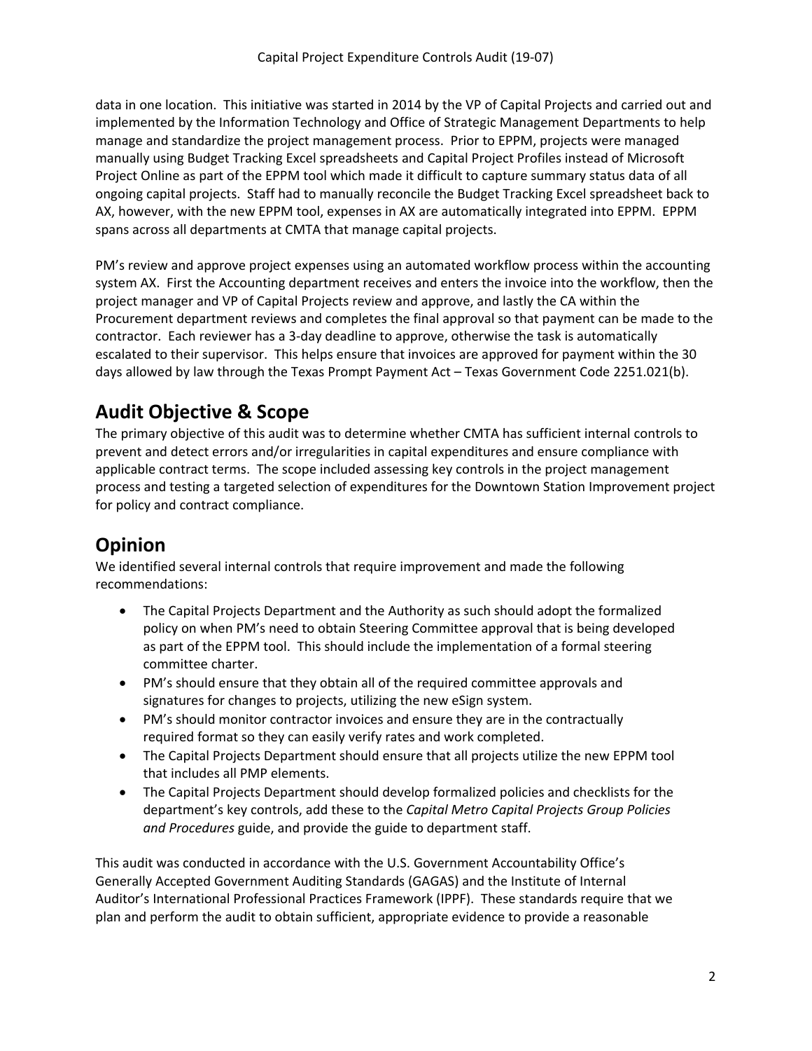data in one location. This initiative was started in 2014 by the VP of Capital Projects and carried out and implemented by the Information Technology and Office of Strategic Management Departments to help manage and standardize the project management process. Prior to EPPM, projects were managed manually using Budget Tracking Excel spreadsheets and Capital Project Profiles instead of Microsoft Project Online as part of the EPPM tool which made it difficult to capture summary status data of all ongoing capital projects. Staff had to manually reconcile the Budget Tracking Excel spreadsheet back to AX, however, with the new EPPM tool, expenses in AX are automatically integrated into EPPM. EPPM spans across all departments at CMTA that manage capital projects.

PM's review and approve project expenses using an automated workflow process within the accounting system AX. First the Accounting department receives and enters the invoice into the workflow, then the project manager and VP of Capital Projects review and approve, and lastly the CA within the Procurement department reviews and completes the final approval so that payment can be made to the contractor. Each reviewer has a 3-day deadline to approve, otherwise the task is automatically escalated to their supervisor. This helps ensure that invoices are approved for payment within the 30 days allowed by law through the Texas Prompt Payment Act – Texas Government Code 2251.021(b).

## Audit Objective & Scope

The primary objective of this audit was to determine whether CMTA has sufficient internal controls to prevent and detect errors and/or irregularities in capital expenditures and ensure compliance with applicable contract terms. The scope included assessing key controls in the project management process and testing a targeted selection of expenditures for the Downtown Station Improvement project for policy and contract compliance.

## Opinion

We identified several internal controls that require improvement and made the following recommendations:

- The Capital Projects Department and the Authority as such should adopt the formalized policy on when PM's need to obtain Steering Committee approval that is being developed as part of the EPPM tool. This should include the implementation of a formal steering committee charter.
- PM's should ensure that they obtain all of the required committee approvals and signatures for changes to projects, utilizing the new eSign system.
- PM's should monitor contractor invoices and ensure they are in the contractually required format so they can easily verify rates and work completed.
- The Capital Projects Department should ensure that all projects utilize the new EPPM tool that includes all PMP elements.
- The Capital Projects Department should develop formalized policies and checklists for the department's key controls, add these to the *Capital Metro Capital Projects Group Policies and Procedures* guide, and provide the guide to department staff.

This audit was conducted in accordance with the U.S. Government Accountability Office's Generally Accepted Government Auditing Standards (GAGAS) and the Institute of Internal Auditor's International Professional Practices Framework (IPPF). These standards require that we plan and perform the audit to obtain sufficient, appropriate evidence to provide a reasonable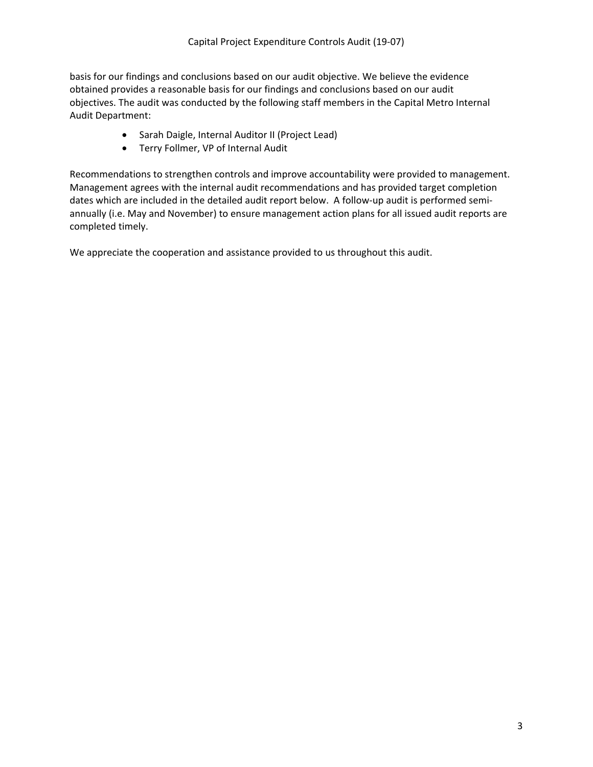basis for our findings and conclusions based on our audit objective. We believe the evidence obtained provides a reasonable basis for our findings and conclusions based on our audit objectives. The audit was conducted by the following staff members in the Capital Metro Internal Audit Department:

- Sarah Daigle, Internal Auditor II (Project Lead)
- Terry Follmer, VP of Internal Audit

Recommendations to strengthen controls and improve accountability were provided to management. Management agrees with the internal audit recommendations and has provided target completion dates which are included in the detailed audit report below. A follow-up audit is performed semi-annually (i.e. May and November) to ensure management action plans for all issued audit reports are completed timely.

We appreciate the cooperation and assistance provided to us throughout this audit.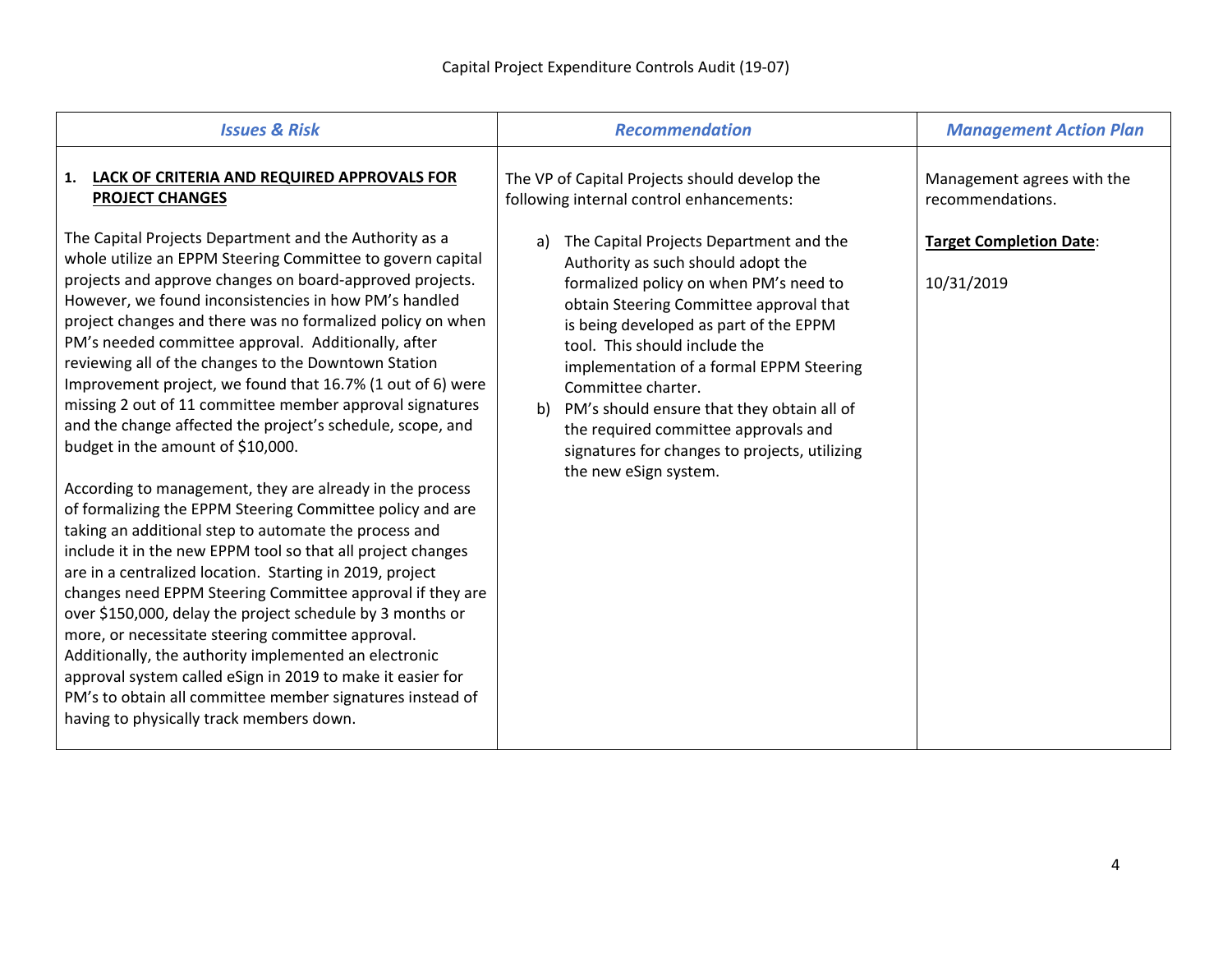| *Issues & Risk* | *Recommendation* | *Management Action Plan* |
|---|---|---|
| **1. LACK OF CRITERIA AND REQUIRED APPROVALS FOR PROJECT CHANGES**<br><br>The Capital Projects Department and the Authority as a whole utilize an EPPM Steering Committee to govern capital projects and approve changes on board-approved projects. However, we found inconsistencies in how PM's handled project changes and there was no formalized policy on when PM's needed committee approval. Additionally, after reviewing all of the changes to the Downtown Station Improvement project, we found that 16.7% (1 out of 6) were missing 2 out of 11 committee member approval signatures and the change affected the project's schedule, scope, and budget in the amount of $10,000.<br><br>According to management, they are already in the process of formalizing the EPPM Steering Committee policy and are taking an additional step to automate the process and include it in the new EPPM tool so that all project changes are in a centralized location. Starting in 2019, project changes need EPPM Steering Committee approval if they are over $150,000, delay the project schedule by 3 months or more, or necessitate steering committee approval. Additionally, the authority implemented an electronic approval system called eSign in 2019 to make it easier for PM's to obtain all committee member signatures instead of having to physically track members down. | The VP of Capital Projects should develop the following internal control enhancements:<br><br>a) The Capital Projects Department and the Authority as such should adopt the formalized policy on when PM's need to obtain Steering Committee approval that is being developed as part of the EPPM tool. This should include the implementation of a formal EPPM Steering Committee charter.<br>b) PM's should ensure that they obtain all of the required committee approvals and signatures for changes to projects, utilizing the new eSign system. | Management agrees with the recommendations.<br><br>**Target Completion Date**:<br><br>10/31/2019 |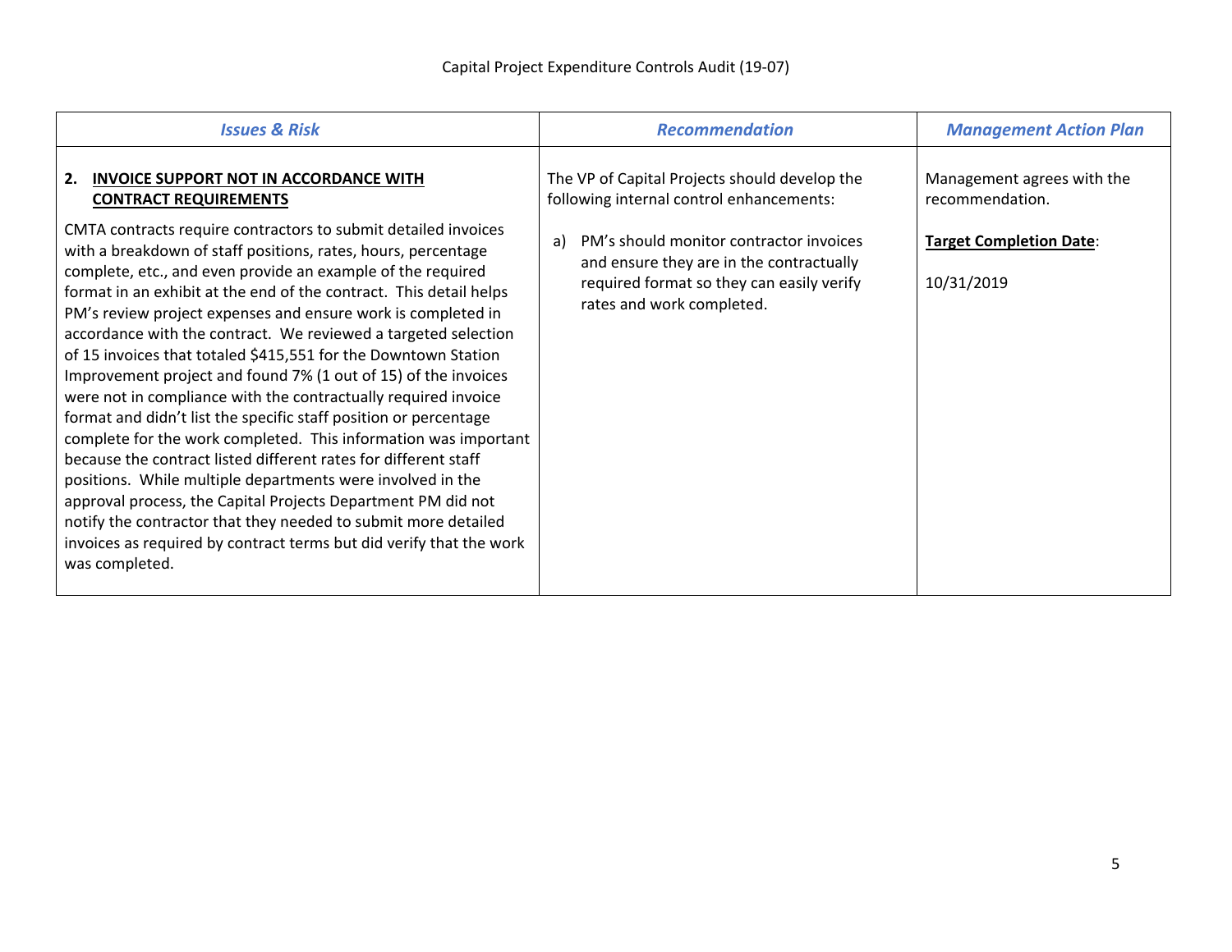| *Issues & Risk* | *Recommendation* | *Management Action Plan* |
|---|---|---|
| **2. INVOICE SUPPORT NOT IN ACCORDANCE WITH CONTRACT REQUIREMENTS**<br><br>CMTA contracts require contractors to submit detailed invoices with a breakdown of staff positions, rates, hours, percentage complete, etc., and even provide an example of the required format in an exhibit at the end of the contract. This detail helps PM's review project expenses and ensure work is completed in accordance with the contract. We reviewed a targeted selection of 15 invoices that totaled $415,551 for the Downtown Station Improvement project and found 7% (1 out of 15) of the invoices were not in compliance with the contractually required invoice format and didn't list the specific staff position or percentage complete for the work completed. This information was important because the contract listed different rates for different staff positions. While multiple departments were involved in the approval process, the Capital Projects Department PM did not notify the contractor that they needed to submit more detailed invoices as required by contract terms but did verify that the work was completed. | The VP of Capital Projects should develop the following internal control enhancements:<br><br>a) PM's should monitor contractor invoices and ensure they are in the contractually required format so they can easily verify rates and work completed. | Management agrees with the recommendation.<br><br>**Target Completion Date**:<br><br>10/31/2019 |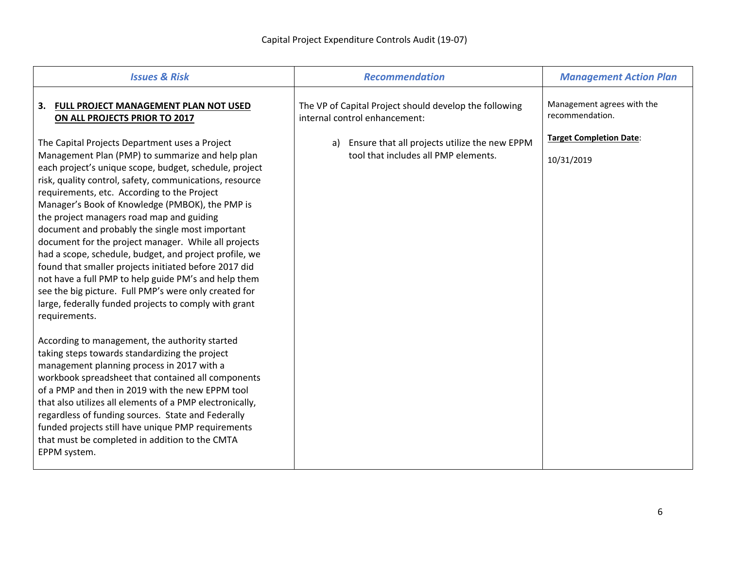Capital Project Expenditure Controls Audit (19-07)

| ***Issues & Risk*** | ***Recommendation*** | ***Management Action Plan*** |
| --- | --- | --- |
| **3. FULL PROJECT MANAGEMENT PLAN NOT USED ON ALL PROJECTS PRIOR TO 2017**<br><br>The Capital Projects Department uses a Project Management Plan (PMP) to summarize and help plan each project's unique scope, budget, schedule, project risk, quality control, safety, communications, resource requirements, etc. According to the Project Manager's Book of Knowledge (PMBOK), the PMP is the project managers road map and guiding document and probably the single most important document for the project manager. While all projects had a scope, schedule, budget, and project profile, we found that smaller projects initiated before 2017 did not have a full PMP to help guide PM's and help them see the big picture. Full PMP's were only created for large, federally funded projects to comply with grant requirements.<br><br>According to management, the authority started taking steps towards standardizing the project management planning process in 2017 with a workbook spreadsheet that contained all components of a PMP and then in 2019 with the new EPPM tool that also utilizes all elements of a PMP electronically, regardless of funding sources. State and Federally funded projects still have unique PMP requirements that must be completed in addition to the CMTA EPPM system. | The VP of Capital Project should develop the following internal control enhancement:<br><br>a) Ensure that all projects utilize the new EPPM tool that includes all PMP elements. | Management agrees with the recommendation.<br><br>**Target Completion Date**:<br><br>10/31/2019 |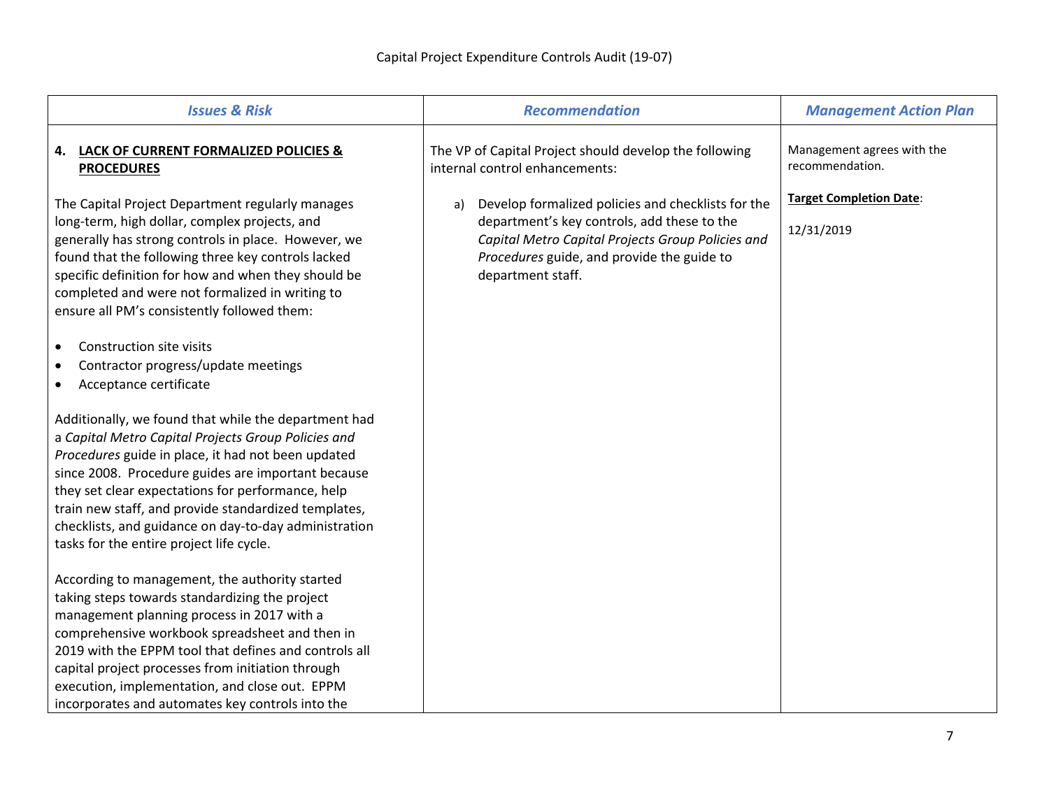| *Issues & Risk* | *Recommendation* | *Management Action Plan* |
|---|---|---|
| **4. LACK OF CURRENT FORMALIZED POLICIES & PROCEDURES**<br><br>The Capital Project Department regularly manages long-term, high dollar, complex projects, and generally has strong controls in place. However, we found that the following three key controls lacked specific definition for how and when they should be completed and were not formalized in writing to ensure all PM's consistently followed them:<br><br>• Construction site visits<br>• Contractor progress/update meetings<br>• Acceptance certificate<br><br>Additionally, we found that while the department had a *Capital Metro Capital Projects Group Policies and Procedures* guide in place, it had not been updated since 2008. Procedure guides are important because they set clear expectations for performance, help train new staff, and provide standardized templates, checklists, and guidance on day-to-day administration tasks for the entire project life cycle.<br><br>According to management, the authority started taking steps towards standardizing the project management planning process in 2017 with a comprehensive workbook spreadsheet and then in 2019 with the EPPM tool that defines and controls all capital project processes from initiation through execution, implementation, and close out. EPPM incorporates and automates key controls into the | The VP of Capital Project should develop the following internal control enhancements:<br><br>a) Develop formalized policies and checklists for the department's key controls, add these to the *Capital Metro Capital Projects Group Policies and Procedures* guide, and provide the guide to department staff. | Management agrees with the recommendation.<br><br>**Target Completion Date**:<br><br>12/31/2019 |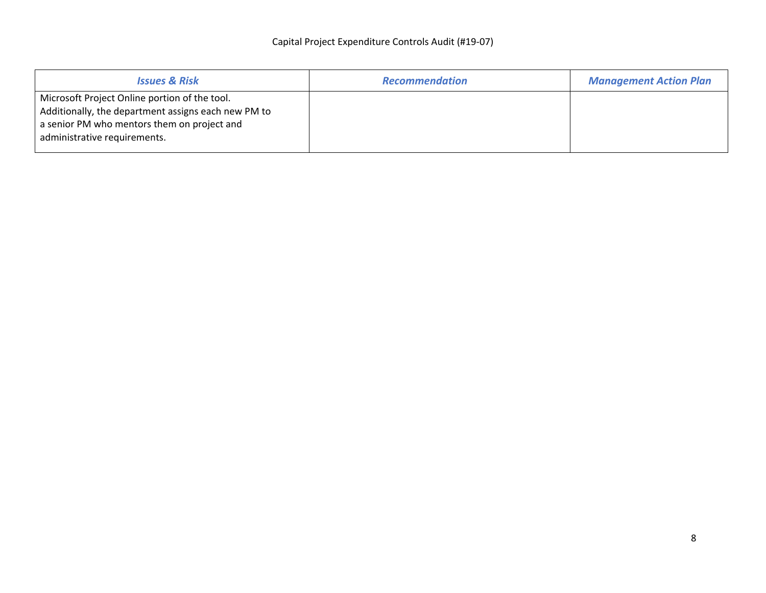| *Issues & Risk* | *Recommendation* | *Management Action Plan* |
| --- | --- | --- |
| Microsoft Project Online portion of the tool. Additionally, the department assigns each new PM to a senior PM who mentors them on project and administrative requirements. | | |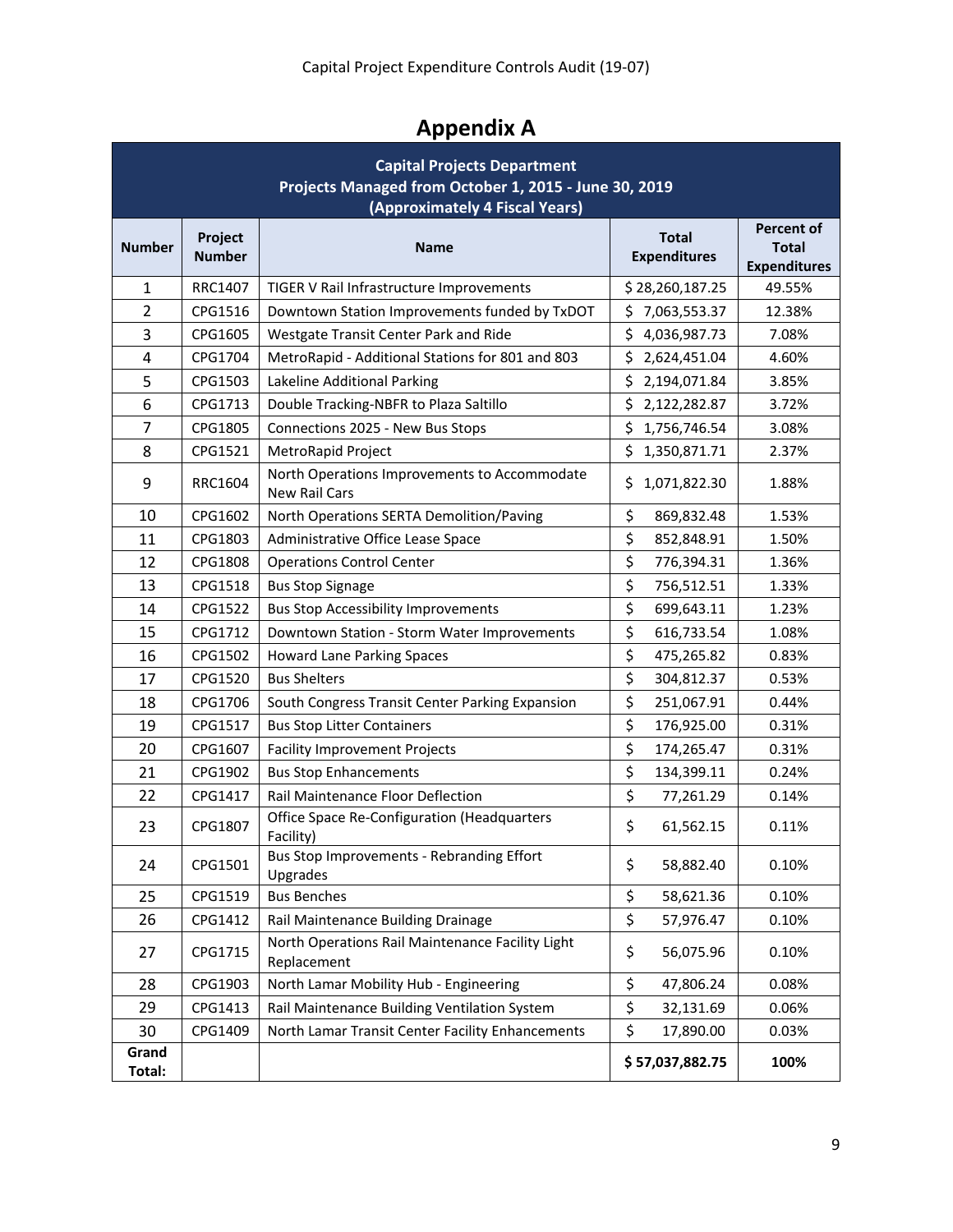# Appendix A

| Capital Projects Department<br>Projects Managed from October 1, 2015 - June 30, 2019<br>(Approximately 4 Fiscal Years) | | | | |
|---|---|---|---|---|
| **Number** | **Project Number** | **Name** | **Total Expenditures** | **Percent of Total Expenditures** |
| 1 | RRC1407 | TIGER V Rail Infrastructure Improvements | $ 28,260,187.25 | 49.55% |
| 2 | CPG1516 | Downtown Station Improvements funded by TxDOT | $ 7,063,553.37 | 12.38% |
| 3 | CPG1605 | Westgate Transit Center Park and Ride | $ 4,036,987.73 | 7.08% |
| 4 | CPG1704 | MetroRapid - Additional Stations for 801 and 803 | $ 2,624,451.04 | 4.60% |
| 5 | CPG1503 | Lakeline Additional Parking | $ 2,194,071.84 | 3.85% |
| 6 | CPG1713 | Double Tracking-NBFR to Plaza Saltillo | $ 2,122,282.87 | 3.72% |
| 7 | CPG1805 | Connections 2025 - New Bus Stops | $ 1,756,746.54 | 3.08% |
| 8 | CPG1521 | MetroRapid Project | $ 1,350,871.71 | 2.37% |
| 9 | RRC1604 | North Operations Improvements to Accommodate New Rail Cars | $ 1,071,822.30 | 1.88% |
| 10 | CPG1602 | North Operations SERTA Demolition/Paving | $ 869,832.48 | 1.53% |
| 11 | CPG1803 | Administrative Office Lease Space | $ 852,848.91 | 1.50% |
| 12 | CPG1808 | Operations Control Center | $ 776,394.31 | 1.36% |
| 13 | CPG1518 | Bus Stop Signage | $ 756,512.51 | 1.33% |
| 14 | CPG1522 | Bus Stop Accessibility Improvements | $ 699,643.11 | 1.23% |
| 15 | CPG1712 | Downtown Station - Storm Water Improvements | $ 616,733.54 | 1.08% |
| 16 | CPG1502 | Howard Lane Parking Spaces | $ 475,265.82 | 0.83% |
| 17 | CPG1520 | Bus Shelters | $ 304,812.37 | 0.53% |
| 18 | CPG1706 | South Congress Transit Center Parking Expansion | $ 251,067.91 | 0.44% |
| 19 | CPG1517 | Bus Stop Litter Containers | $ 176,925.00 | 0.31% |
| 20 | CPG1607 | Facility Improvement Projects | $ 174,265.47 | 0.31% |
| 21 | CPG1902 | Bus Stop Enhancements | $ 134,399.11 | 0.24% |
| 22 | CPG1417 | Rail Maintenance Floor Deflection | $ 77,261.29 | 0.14% |
| 23 | CPG1807 | Office Space Re-Configuration (Headquarters Facility) | $ 61,562.15 | 0.11% |
| 24 | CPG1501 | Bus Stop Improvements - Rebranding Effort Upgrades | $ 58,882.40 | 0.10% |
| 25 | CPG1519 | Bus Benches | $ 58,621.36 | 0.10% |
| 26 | CPG1412 | Rail Maintenance Building Drainage | $ 57,976.47 | 0.10% |
| 27 | CPG1715 | North Operations Rail Maintenance Facility Light Replacement | $ 56,075.96 | 0.10% |
| 28 | CPG1903 | North Lamar Mobility Hub - Engineering | $ 47,806.24 | 0.08% |
| 29 | CPG1413 | Rail Maintenance Building Ventilation System | $ 32,131.69 | 0.06% |
| 30 | CPG1409 | North Lamar Transit Center Facility Enhancements | $ 17,890.00 | 0.03% |
| **Grand Total:** | | | **$ 57,037,882.75** | **100%** |